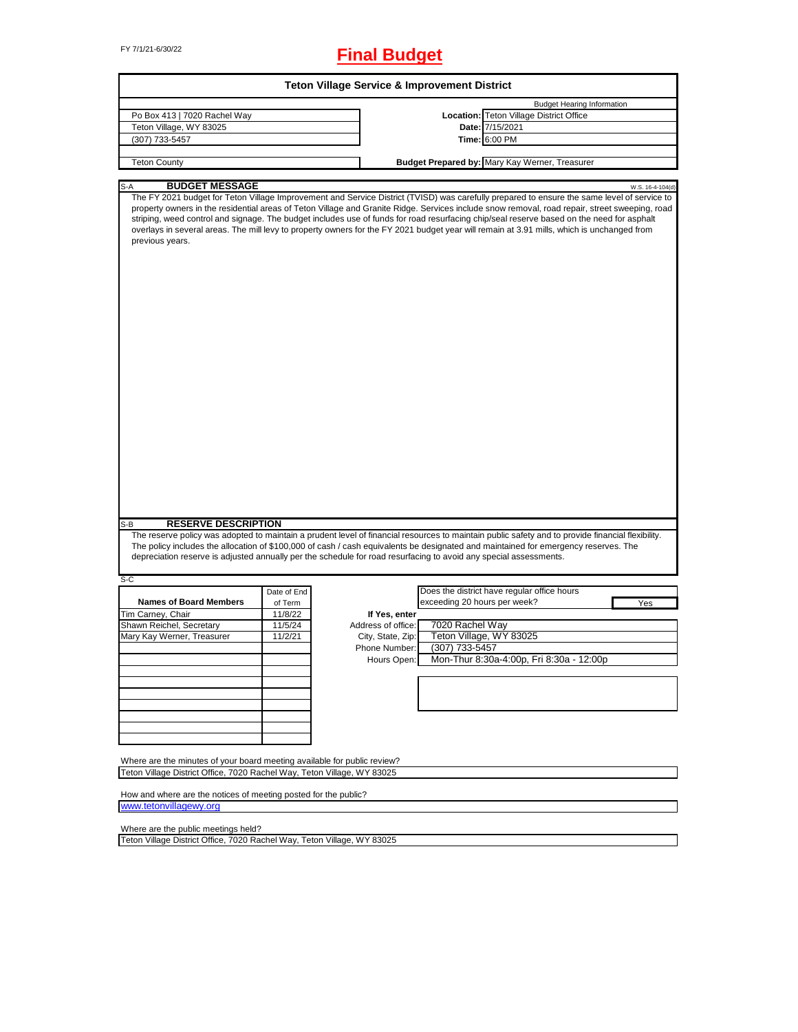FY 7/1/21-6/30/22

# Final Budget

## Teton Village Service & Improvement District

| | | |
|---|---|---|
| Po Box 413 \| 7020 Rachel Way | | Budget Hearing Information |
| Teton Village, WY 83025 | **Location:** | Teton Village District Office |
| (307) 733-5457 | **Date:** | 7/15/2021 |
| | **Time:** | 6:00 PM |
| Teton County | **Budget Prepared by:** | Mary Kay Werner, Treasurer |

S-A **BUDGET MESSAGE** W.S. 16-4-104(d)

The FY 2021 budget for Teton Village Improvement and Service District (TVISD) was carefully prepared to ensure the same level of service to property owners in the residential areas of Teton Village and Granite Ridge. Services include snow removal, road repair, street sweeping, road striping, weed control and signage. The budget includes use of funds for road resurfacing chip/seal reserve based on the need for asphalt overlays in several areas. The mill levy to property owners for the FY 2021 budget year will remain at 3.91 mills, which is unchanged from previous years.

S-B **RESERVE DESCRIPTION**

The reserve policy was adopted to maintain a prudent level of financial resources to maintain public safety and to provide financial flexibility. The policy includes the allocation of $100,000 of cash / cash equivalents be designated and maintained for emergency reserves. The depreciation reserve is adjusted annually per the schedule for road resurfacing to avoid any special assessments.

S-C

| Names of Board Members | Date of End of Term |
|---|---|
| Tim Carney, Chair | 11/8/22 |
| Shawn Reichel, Secretary | 11/5/24 |
| Mary Kay Werner, Treasurer | 11/2/21 |

Does the district have regular office hours exceeding 20 hours per week? Yes

**If Yes, enter**

| | |
|---|---|
| Address of office: | 7020 Rachel Way |
| City, State, Zip: | Teton Village, WY 83025 |
| Phone Number: | (307) 733-5457 |
| Hours Open: | Mon-Thur 8:30a-4:00p, Fri 8:30a - 12:00p |

Where are the minutes of your board meeting available for public review?
Teton Village District Office, 7020 Rachel Way, Teton Village, WY 83025

How and where are the notices of meeting posted for the public?
www.tetonvillagewy.org

Where are the public meetings held?
Teton Village District Office, 7020 Rachel Way, Teton Village, WY 83025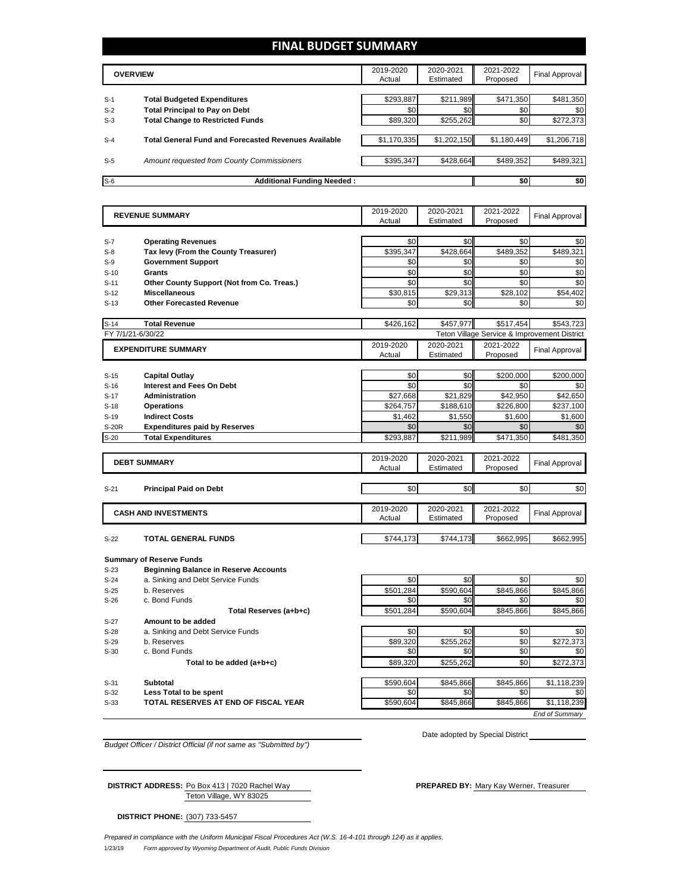# FINAL BUDGET SUMMARY

| | OVERVIEW | 2019-2020 Actual | 2020-2021 Estimated | 2021-2022 Proposed | Final Approval |
|---|---|---|---|---|---|
| S-1 | **Total Budgeted Expenditures** | $293,887 | $211,989 | $471,350 | $481,350 |
| S-2 | **Total Principal to Pay on Debt** | $0 | $0 | $0 | $0 |
| S-3 | **Total Change to Restricted Funds** | $89,320 | $255,262 | $0 | $272,373 |
| S-4 | **Total General Fund and Forecasted Revenues Available** | $1,170,335 | $1,202,150 | $1,180,449 | $1,206,718 |
| S-5 | *Amount requested from County Commissioners* | $395,347 | $428,664 | $489,352 | $489,321 |
| S-6 | **Additional Funding Needed :** | | | $0 | $0 |

| | REVENUE SUMMARY | 2019-2020 Actual | 2020-2021 Estimated | 2021-2022 Proposed | Final Approval |
|---|---|---|---|---|---|
| S-7 | **Operating Revenues** | $0 | $0 | $0 | $0 |
| S-8 | **Tax levy (From the County Treasurer)** | $395,347 | $428,664 | $489,352 | $489,321 |
| S-9 | **Government Support** | $0 | $0 | $0 | $0 |
| S-10 | **Grants** | $0 | $0 | $0 | $0 |
| S-11 | **Other County Support (Not from Co. Treas.)** | $0 | $0 | $0 | $0 |
| S-12 | **Miscellaneous** | $30,815 | $29,313 | $28,102 | $54,402 |
| S-13 | **Other Forecasted Revenue** | $0 | $0 | $0 | $0 |
| S-14 | **Total Revenue** | $426,162 | $457,977 | $517,454 | $543,723 |

FY 7/1/21-6/30/22 — Teton Village Service & Improvement District

| | EXPENDITURE SUMMARY | 2019-2020 Actual | 2020-2021 Estimated | 2021-2022 Proposed | Final Approval |
|---|---|---|---|---|---|
| S-15 | **Capital Outlay** | $0 | $0 | $200,000 | $200,000 |
| S-16 | **Interest and Fees On Debt** | $0 | $0 | $0 | $0 |
| S-17 | **Administration** | $27,668 | $21,829 | $42,950 | $42,650 |
| S-18 | **Operations** | $264,757 | $188,610 | $226,800 | $237,100 |
| S-19 | **Indirect Costs** | $1,462 | $1,550 | $1,600 | $1,600 |
| S-20R | **Expenditures paid by Reserves** | $0 | $0 | $0 | $0 |
| S-20 | **Total Expenditures** | $293,887 | $211,989 | $471,350 | $481,350 |

| | DEBT SUMMARY | 2019-2020 Actual | 2020-2021 Estimated | 2021-2022 Proposed | Final Approval |
|---|---|---|---|---|---|
| S-21 | **Principal Paid on Debt** | $0 | $0 | $0 | $0 |

| | CASH AND INVESTMENTS | 2019-2020 Actual | 2020-2021 Estimated | 2021-2022 Proposed | Final Approval |
|---|---|---|---|---|---|
| S-22 | **TOTAL GENERAL FUNDS** | $744,173 | $744,173 | $662,995 | $662,995 |

**Summary of Reserve Funds**

| | | 2019-2020 Actual | 2020-2021 Estimated | 2021-2022 Proposed | Final Approval |
|---|---|---|---|---|---|
| S-23 | **Beginning Balance in Reserve Accounts** | | | | |
| S-24 | a. Sinking and Debt Service Funds | $0 | $0 | $0 | $0 |
| S-25 | b. Reserves | $501,284 | $590,604 | $845,866 | $845,866 |
| S-26 | c. Bond Funds | $0 | $0 | $0 | $0 |
| | **Total Reserves (a+b+c)** | $501,284 | $590,604 | $845,866 | $845,866 |
| S-27 | **Amount to be added** | | | | |
| S-28 | a. Sinking and Debt Service Funds | $0 | $0 | $0 | $0 |
| S-29 | b. Reserves | $89,320 | $255,262 | $0 | $272,373 |
| S-30 | c. Bond Funds | $0 | $0 | $0 | $0 |
| | **Total to be added (a+b+c)** | $89,320 | $255,262 | $0 | $272,373 |
| S-31 | **Subtotal** | $590,604 | $845,866 | $845,866 | $1,118,239 |
| S-32 | **Less Total to be spent** | $0 | $0 | $0 | $0 |
| S-33 | **TOTAL RESERVES AT END OF FISCAL YEAR** | $590,604 | $845,866 | $845,866 | $1,118,239 |

*End of Summary*

*Budget Officer / District Official (if not same as "Submitted by")*

Date adopted by Special District

**DISTRICT ADDRESS:** Po Box 413 | 7020 Rachel Way
Teton Village, WY 83025

**PREPARED BY:** Mary Kay Werner, Treasurer

**DISTRICT PHONE:** (307) 733-5457

*Prepared in compliance with the Uniform Municipal Fiscal Procedures Act (W.S. 16-4-101 through 124) as it applies.*

1/23/19 *Form approved by Wyoming Department of Audit, Public Funds Division*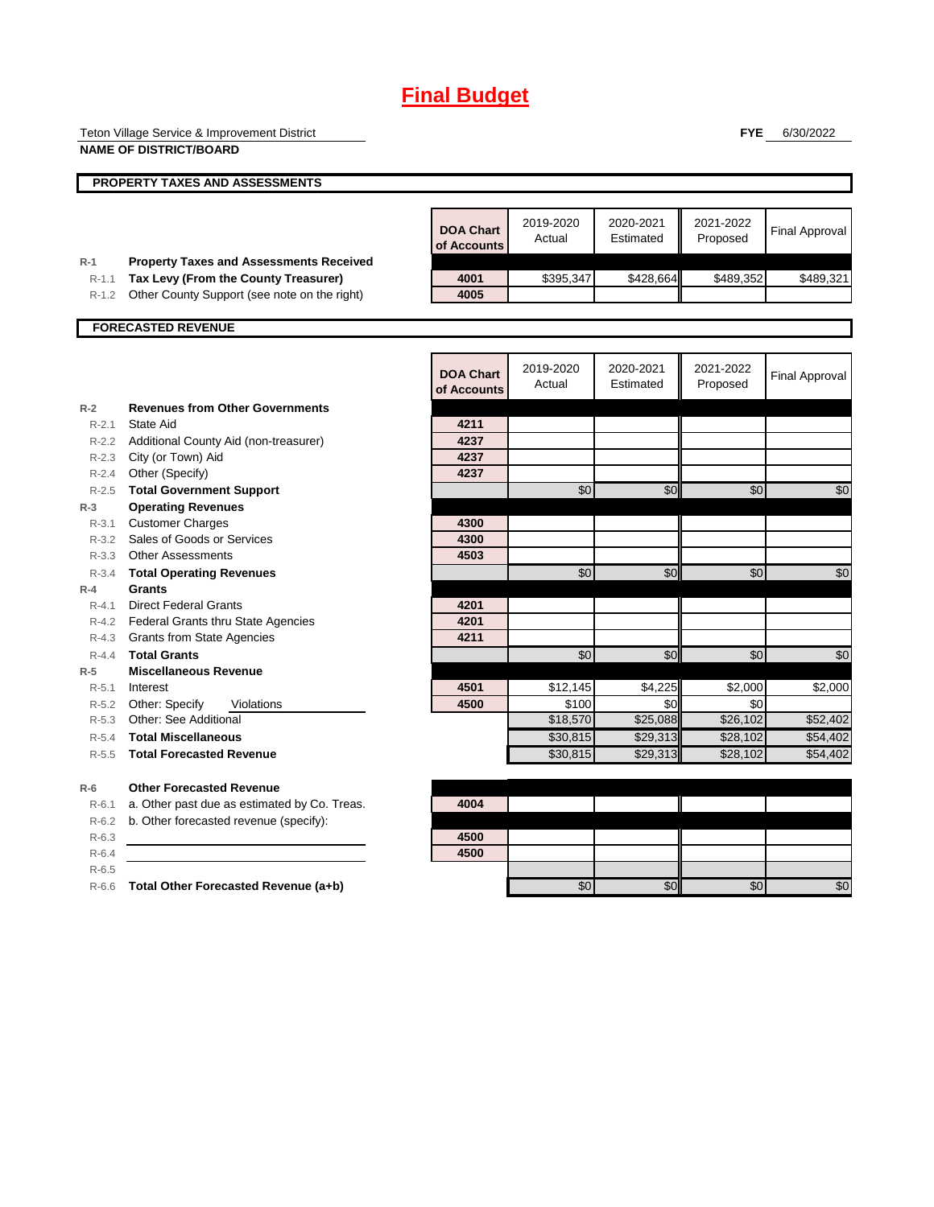# Final Budget

Teton Village Service & Improvement District

**NAME OF DISTRICT/BOARD**

**FYE** 6/30/2022

## PROPERTY TAXES AND ASSESSMENTS

| | | DOA Chart of Accounts | 2019-2020 Actual | 2020-2021 Estimated | 2021-2022 Proposed | Final Approval |
|---|---|---|---|---|---|---|
| R-1 | **Property Taxes and Assessments Received** | | | | | |
| R-1.1 | **Tax Levy (From the County Treasurer)** | 4001 | $395,347 | $428,664 | $489,352 | $489,321 |
| R-1.2 | Other County Support (see note on the right) | 4005 | | | | |

## FORECASTED REVENUE

| | | DOA Chart of Accounts | 2019-2020 Actual | 2020-2021 Estimated | 2021-2022 Proposed | Final Approval |
|---|---|---|---|---|---|---|
| R-2 | **Revenues from Other Governments** | | | | | |
| R-2.1 | State Aid | 4211 | | | | |
| R-2.2 | Additional County Aid (non-treasurer) | 4237 | | | | |
| R-2.3 | City (or Town) Aid | 4237 | | | | |
| R-2.4 | Other (Specify) | 4237 | | | | |
| R-2.5 | **Total Government Support** | | $0 | $0 | $0 | $0 |
| R-3 | **Operating Revenues** | | | | | |
| R-3.1 | Customer Charges | 4300 | | | | |
| R-3.2 | Sales of Goods or Services | 4300 | | | | |
| R-3.3 | Other Assessments | 4503 | | | | |
| R-3.4 | **Total Operating Revenues** | | $0 | $0 | $0 | $0 |
| R-4 | **Grants** | | | | | |
| R-4.1 | Direct Federal Grants | 4201 | | | | |
| R-4.2 | Federal Grants thru State Agencies | 4201 | | | | |
| R-4.3 | Grants from State Agencies | 4211 | | | | |
| R-4.4 | **Total Grants** | | $0 | $0 | $0 | $0 |
| R-5 | **Miscellaneous Revenue** | | | | | |
| R-5.1 | Interest | 4501 | $12,145 | $4,225 | $2,000 | $2,000 |
| R-5.2 | Other: Specify Violations | 4500 | $100 | $0 | $0 | |
| R-5.3 | Other: See Additional | | $18,570 | $25,088 | $26,102 | $52,402 |
| R-5.4 | **Total Miscellaneous** | | $30,815 | $29,313 | $28,102 | $54,402 |
| R-5.5 | **Total Forecasted Revenue** | | $30,815 | $29,313 | $28,102 | $54,402 |
| R-6 | **Other Forecasted Revenue** | | | | | |
| R-6.1 | a. Other past due as estimated by Co. Treas. | 4004 | | | | |
| R-6.2 | b. Other forecasted revenue (specify): | | | | | |
| R-6.3 | | 4500 | | | | |
| R-6.4 | | 4500 | | | | |
| R-6.5 | | | | | | |
| R-6.6 | **Total Other Forecasted Revenue (a+b)** | | $0 | $0 | $0 | $0 |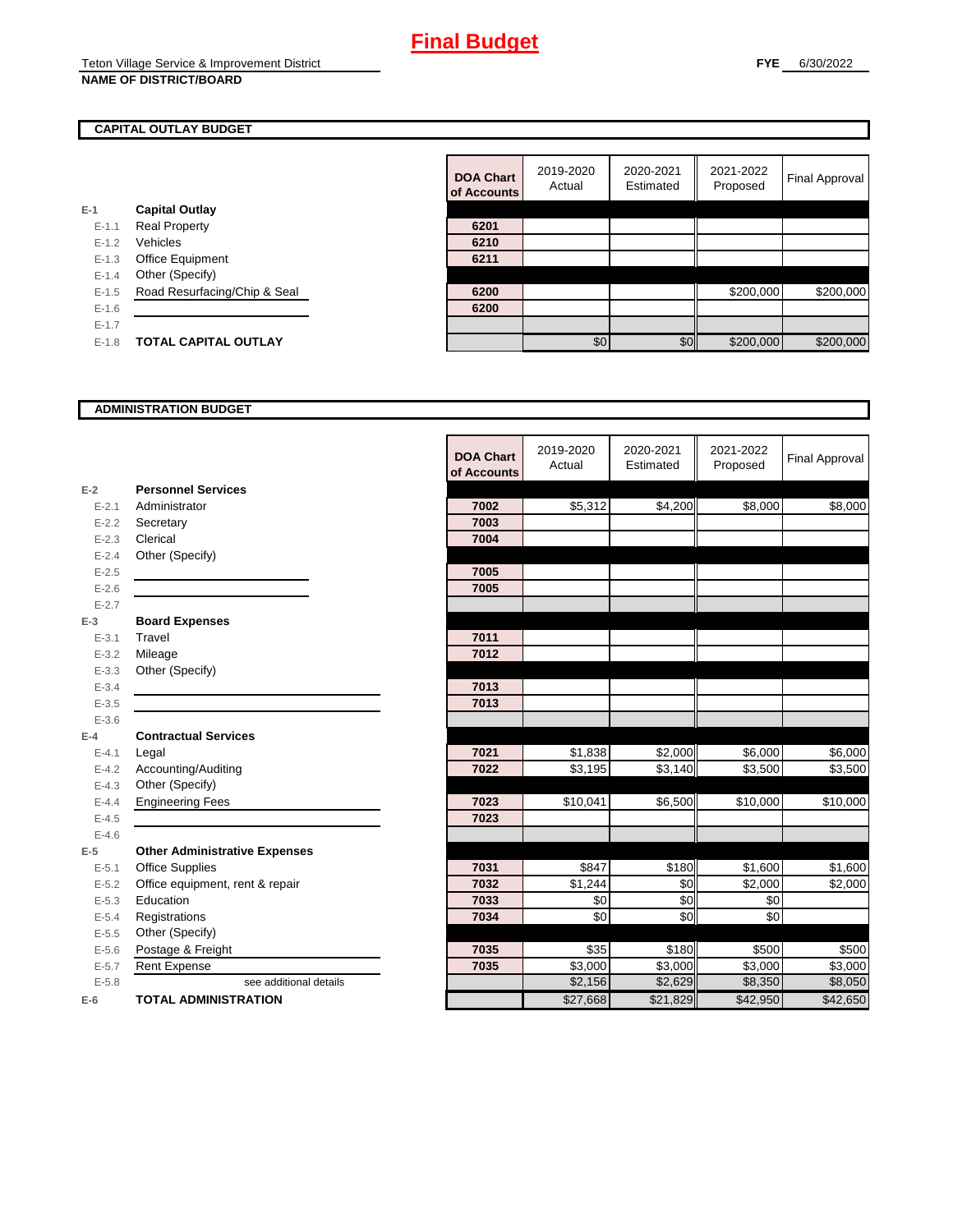# Final Budget

Teton Village Service & Improvement District
**NAME OF DISTRICT/BOARD**

**FYE** 6/30/2022

## CAPITAL OUTLAY BUDGET

| | | DOA Chart of Accounts | 2019-2020 Actual | 2020-2021 Estimated | 2021-2022 Proposed | Final Approval |
|---|---|---|---|---|---|---|
| E-1 | **Capital Outlay** | | | | | |
| E-1.1 | Real Property | 6201 | | | | |
| E-1.2 | Vehicles | 6210 | | | | |
| E-1.3 | Office Equipment | 6211 | | | | |
| E-1.4 | Other (Specify) | | | | | |
| E-1.5 | Road Resurfacing/Chip & Seal | 6200 | | | $200,000 | $200,000 |
| E-1.6 | | 6200 | | | | |
| E-1.7 | | | | | | |
| E-1.8 | **TOTAL CAPITAL OUTLAY** | | $0 | $0 | $200,000 | $200,000 |

## ADMINISTRATION BUDGET

| | | DOA Chart of Accounts | 2019-2020 Actual | 2020-2021 Estimated | 2021-2022 Proposed | Final Approval |
|---|---|---|---|---|---|---|
| E-2 | **Personnel Services** | | | | | |
| E-2.1 | Administrator | 7002 | $5,312 | $4,200 | $8,000 | $8,000 |
| E-2.2 | Secretary | 7003 | | | | |
| E-2.3 | Clerical | 7004 | | | | |
| E-2.4 | Other (Specify) | | | | | |
| E-2.5 | | 7005 | | | | |
| E-2.6 | | 7005 | | | | |
| E-2.7 | | | | | | |
| E-3 | **Board Expenses** | | | | | |
| E-3.1 | Travel | 7011 | | | | |
| E-3.2 | Mileage | 7012 | | | | |
| E-3.3 | Other (Specify) | | | | | |
| E-3.4 | | 7013 | | | | |
| E-3.5 | | 7013 | | | | |
| E-3.6 | | | | | | |
| E-4 | **Contractual Services** | | | | | |
| E-4.1 | Legal | 7021 | $1,838 | $2,000 | $6,000 | $6,000 |
| E-4.2 | Accounting/Auditing | 7022 | $3,195 | $3,140 | $3,500 | $3,500 |
| E-4.3 | Other (Specify) | | | | | |
| E-4.4 | Engineering Fees | 7023 | $10,041 | $6,500 | $10,000 | $10,000 |
| E-4.5 | | 7023 | | | | |
| E-4.6 | | | | | | |
| E-5 | **Other Administrative Expenses** | | | | | |
| E-5.1 | Office Supplies | 7031 | $847 | $180 | $1,600 | $1,600 |
| E-5.2 | Office equipment, rent & repair | 7032 | $1,244 | $0 | $2,000 | $2,000 |
| E-5.3 | Education | 7033 | $0 | $0 | $0 | |
| E-5.4 | Registrations | 7034 | $0 | $0 | $0 | |
| E-5.5 | Other (Specify) | | | | | |
| E-5.6 | Postage & Freight | 7035 | $35 | $180 | $500 | $500 |
| E-5.7 | Rent Expense | 7035 | $3,000 | $3,000 | $3,000 | $3,000 |
| E-5.8 | see additional details | | $2,156 | $2,629 | $8,350 | $8,050 |
| E-6 | **TOTAL ADMINISTRATION** | | $27,668 | $21,829 | $42,950 | $42,650 |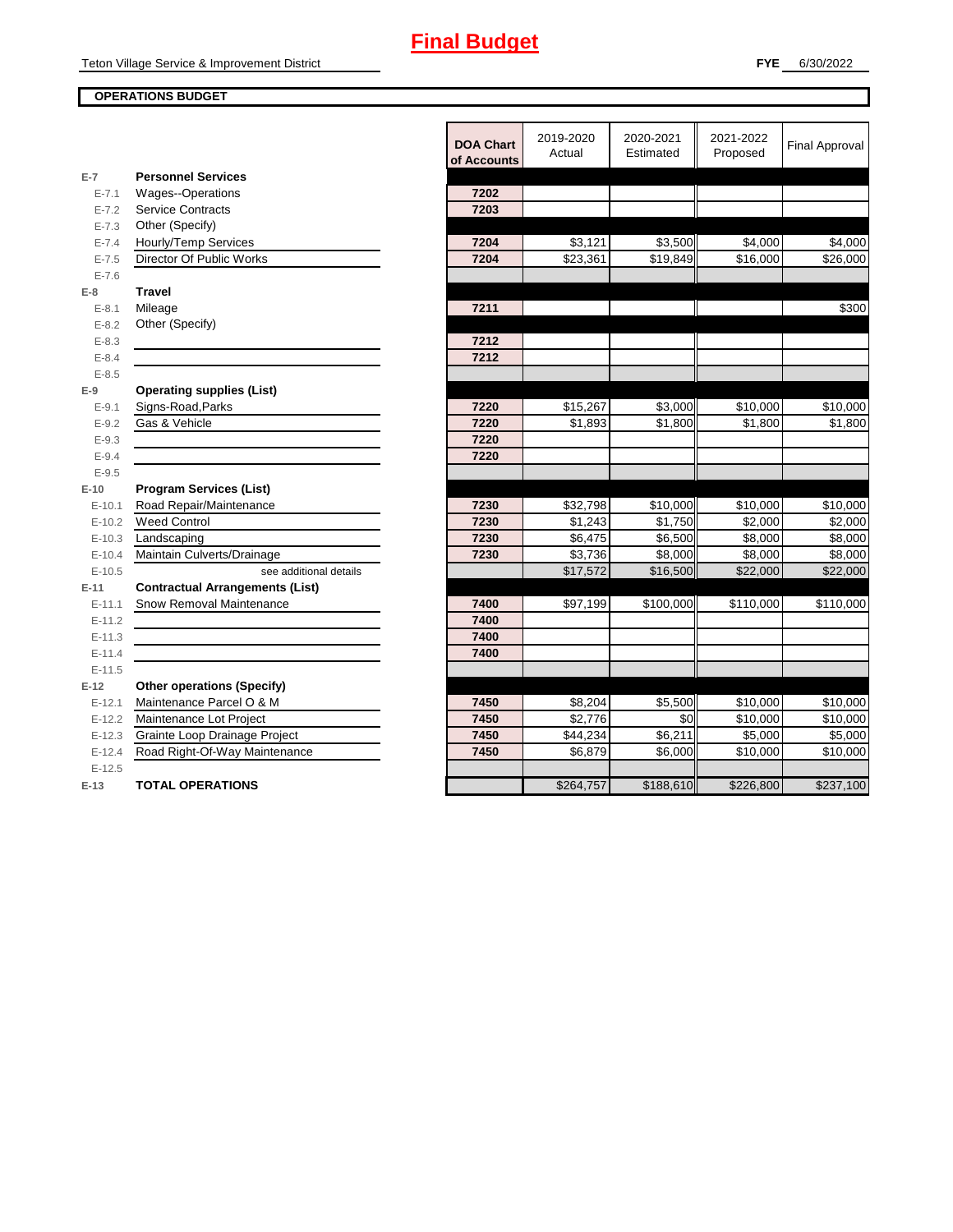# Final Budget

Teton Village Service & Improvement District

**FYE** 6/30/2022

**OPERATIONS BUDGET**

| | | DOA Chart of Accounts | 2019-2020 Actual | 2020-2021 Estimated | 2021-2022 Proposed | Final Approval |
|---|---|---|---|---|---|---|
| E-7 | **Personnel Services** | | | | | |
| E-7.1 | Wages--Operations | 7202 | | | | |
| E-7.2 | Service Contracts | 7203 | | | | |
| E-7.3 | Other (Specify) | | | | | |
| E-7.4 | Hourly/Temp Services | 7204 | $3,121 | $3,500 | $4,000 | $4,000 |
| E-7.5 | Director Of Public Works | 7204 | $23,361 | $19,849 | $16,000 | $26,000 |
| E-7.6 | | | | | | |
| E-8 | **Travel** | | | | | |
| E-8.1 | Mileage | 7211 | | | | $300 |
| E-8.2 | Other (Specify) | | | | | |
| E-8.3 | | 7212 | | | | |
| E-8.4 | | 7212 | | | | |
| E-8.5 | | | | | | |
| E-9 | **Operating supplies (List)** | | | | | |
| E-9.1 | Signs-Road,Parks | 7220 | $15,267 | $3,000 | $10,000 | $10,000 |
| E-9.2 | Gas & Vehicle | 7220 | $1,893 | $1,800 | $1,800 | $1,800 |
| E-9.3 | | 7220 | | | | |
| E-9.4 | | 7220 | | | | |
| E-9.5 | | | | | | |
| E-10 | **Program Services (List)** | | | | | |
| E-10.1 | Road Repair/Maintenance | 7230 | $32,798 | $10,000 | $10,000 | $10,000 |
| E-10.2 | Weed Control | 7230 | $1,243 | $1,750 | $2,000 | $2,000 |
| E-10.3 | Landscaping | 7230 | $6,475 | $6,500 | $8,000 | $8,000 |
| E-10.4 | Maintain Culverts/Drainage | 7230 | $3,736 | $8,000 | $8,000 | $8,000 |
| E-10.5 | see additional details | | $17,572 | $16,500 | $22,000 | $22,000 |
| E-11 | **Contractual Arrangements (List)** | | | | | |
| E-11.1 | Snow Removal Maintenance | 7400 | $97,199 | $100,000 | $110,000 | $110,000 |
| E-11.2 | | 7400 | | | | |
| E-11.3 | | 7400 | | | | |
| E-11.4 | | 7400 | | | | |
| E-11.5 | | | | | | |
| E-12 | **Other operations (Specify)** | | | | | |
| E-12.1 | Maintenance Parcel O & M | 7450 | $8,204 | $5,500 | $10,000 | $10,000 |
| E-12.2 | Maintenance Lot Project | 7450 | $2,776 | $0 | $10,000 | $10,000 |
| E-12.3 | Grainte Loop Drainage Project | 7450 | $44,234 | $6,211 | $5,000 | $5,000 |
| E-12.4 | Road Right-Of-Way Maintenance | 7450 | $6,879 | $6,000 | $10,000 | $10,000 |
| E-12.5 | | | | | | |
| E-13 | **TOTAL OPERATIONS** | | $264,757 | $188,610 | $226,800 | $237,100 |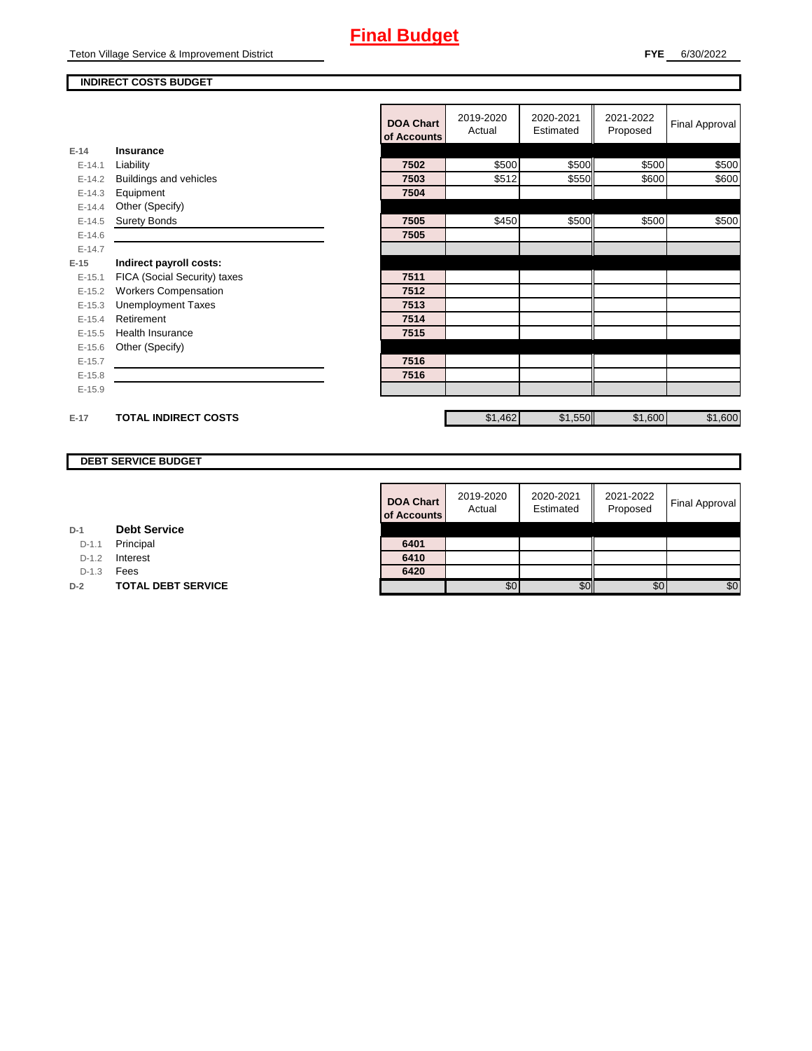# Final Budget

Teton Village Service & Improvement District

**FYE** 6/30/2022

**INDIRECT COSTS BUDGET**

| | | DOA Chart of Accounts | 2019-2020 Actual | 2020-2021 Estimated | 2021-2022 Proposed | Final Approval |
|---|---|---|---|---|---|---|
| E-14 | **Insurance** | | | | | |
| E-14.1 | Liability | 7502 | $500 | $500 | $500 | $500 |
| E-14.2 | Buildings and vehicles | 7503 | $512 | $550 | $600 | $600 |
| E-14.3 | Equipment | 7504 | | | | |
| E-14.4 | Other (Specify) | | | | | |
| E-14.5 | Surety Bonds | 7505 | $450 | $500 | $500 | $500 |
| E-14.6 | | 7505 | | | | |
| E-14.7 | | | | | | |
| E-15 | **Indirect payroll costs:** | | | | | |
| E-15.1 | FICA (Social Security) taxes | 7511 | | | | |
| E-15.2 | Workers Compensation | 7512 | | | | |
| E-15.3 | Unemployment Taxes | 7513 | | | | |
| E-15.4 | Retirement | 7514 | | | | |
| E-15.5 | Health Insurance | 7515 | | | | |
| E-15.6 | Other (Specify) | | | | | |
| E-15.7 | | 7516 | | | | |
| E-15.8 | | 7516 | | | | |
| E-15.9 | | | | | | |
| E-17 | **TOTAL INDIRECT COSTS** | | $1,462 | $1,550 | $1,600 | $1,600 |

**DEBT SERVICE BUDGET**

| | | DOA Chart of Accounts | 2019-2020 Actual | 2020-2021 Estimated | 2021-2022 Proposed | Final Approval |
|---|---|---|---|---|---|---|
| D-1 | **Debt Service** | | | | | |
| D-1.1 | Principal | 6401 | | | | |
| D-1.2 | Interest | 6410 | | | | |
| D-1.3 | Fees | 6420 | | | | |
| D-2 | **TOTAL DEBT SERVICE** | | $0 | $0 | $0 | $0 |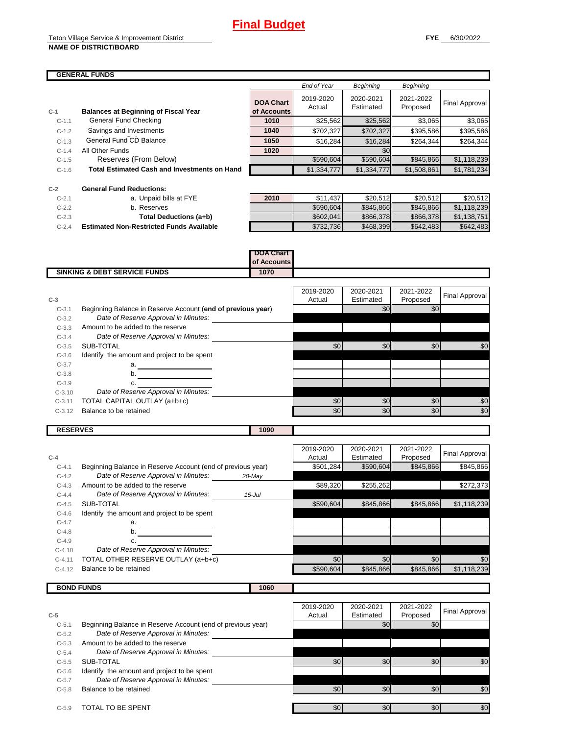# Final Budget

Teton Village Service & Improvement District

**NAME OF DISTRICT/BOARD**

**FYE** 6/30/2022

## GENERAL FUNDS

| | | DOA Chart of Accounts | End of Year 2019-2020 Actual | Beginning 2020-2021 Estimated | Beginning 2021-2022 Proposed | Final Approval |
|---|---|---|---|---|---|---|
| **C-1** | **Balances at Beginning of Fiscal Year** | | | | | |
| C-1.1 | General Fund Checking | **1010** | $25,562 | $25,562 | $3,065 | $3,065 |
| C-1.2 | Savings and Investments | **1040** | $702,327 | $702,327 | $395,586 | $395,586 |
| C-1.3 | General Fund CD Balance | **1050** | $16,284 | $16,284 | $264,344 | $264,344 |
| C-1.4 | All Other Funds | **1020** | | $0 | | |
| C-1.5 | Reserves (From Below) | | $590,604 | $590,604 | $845,866 | $1,118,239 |
| C-1.6 | **Total Estimated Cash and Investments on Hand** | | $1,334,777 | $1,334,777 | $1,508,861 | $1,781,234 |
| **C-2** | **General Fund Reductions:** | | | | | |
| C-2.1 | a. Unpaid bills at FYE | **2010** | $11,437 | $20,512 | $20,512 | $20,512 |
| C-2.2 | b. Reserves | | $590,604 | $845,866 | $845,866 | $1,118,239 |
| C-2.3 | **Total Deductions (a+b)** | | $602,041 | $866,378 | $866,378 | $1,138,751 |
| C-2.4 | **Estimated Non-Restricted Funds Available** | | $732,736 | $468,399 | $642,483 | $642,483 |

## SINKING & DEBT SERVICE FUNDS — DOA Chart of Accounts 1070

| **C-3** | | 2019-2020 Actual | 2020-2021 Estimated | 2021-2022 Proposed | Final Approval |
|---|---|---|---|---|---|
| C-3.1 | Beginning Balance in Reserve Account (**end of previous year**) | | $0 | $0 | |
| C-3.2 | *Date of Reserve Approval in Minutes:* | | | | |
| C-3.3 | Amount to be added to the reserve | | | | |
| C-3.4 | *Date of Reserve Approval in Minutes:* | | | | |
| C-3.5 | SUB-TOTAL | $0 | $0 | $0 | $0 |
| C-3.6 | Identify the amount and project to be spent | | | | |
| C-3.7 | a. | | | | |
| C-3.8 | b. | | | | |
| C-3.9 | c. | | | | |
| C-3.10 | *Date of Reserve Approval in Minutes:* | | | | |
| C-3.11 | TOTAL CAPITAL OUTLAY (a+b+c) | $0 | $0 | $0 | $0 |
| C-3.12 | Balance to be retained | $0 | $0 | $0 | $0 |

## RESERVES — 1090

| **C-4** | | | 2019-2020 Actual | 2020-2021 Estimated | 2021-2022 Proposed | Final Approval |
|---|---|---|---|---|---|---|
| C-4.1 | Beginning Balance in Reserve Account (end of previous year) | | $501,284 | $590,604 | $845,866 | $845,866 |
| C-4.2 | *Date of Reserve Approval in Minutes:* | *20-May* | | | | |
| C-4.3 | Amount to be added to the reserve | | $89,320 | $255,262 | | $272,373 |
| C-4.4 | *Date of Reserve Approval in Minutes:* | *15-Jul* | | | | |
| C-4.5 | SUB-TOTAL | | $590,604 | $845,866 | $845,866 | $1,118,239 |
| C-4.6 | Identify the amount and project to be spent | | | | | |
| C-4.7 | a. | | | | | |
| C-4.8 | b. | | | | | |
| C-4.9 | c. | | | | | |
| C-4.10 | *Date of Reserve Approval in Minutes:* | | | | | |
| C-4.11 | TOTAL OTHER RESERVE OUTLAY (a+b+c) | | $0 | $0 | $0 | $0 |
| C-4.12 | Balance to be retained | | $590,604 | $845,866 | $845,866 | $1,118,239 |

## BOND FUNDS — 1060

| **C-5** | | 2019-2020 Actual | 2020-2021 Estimated | 2021-2022 Proposed | Final Approval |
|---|---|---|---|---|---|
| C-5.1 | Beginning Balance in Reserve Account (end of previous year) | | $0 | $0 | |
| C-5.2 | *Date of Reserve Approval in Minutes:* | | | | |
| C-5.3 | Amount to be added to the reserve | | | | |
| C-5.4 | *Date of Reserve Approval in Minutes:* | | | | |
| C-5.5 | SUB-TOTAL | $0 | $0 | $0 | $0 |
| C-5.6 | Identify the amount and project to be spent | | | | |
| C-5.7 | *Date of Reserve Approval in Minutes:* | | | | |
| C-5.8 | Balance to be retained | $0 | $0 | $0 | $0 |
| C-5.9 | TOTAL TO BE SPENT | $0 | $0 | $0 | $0 |